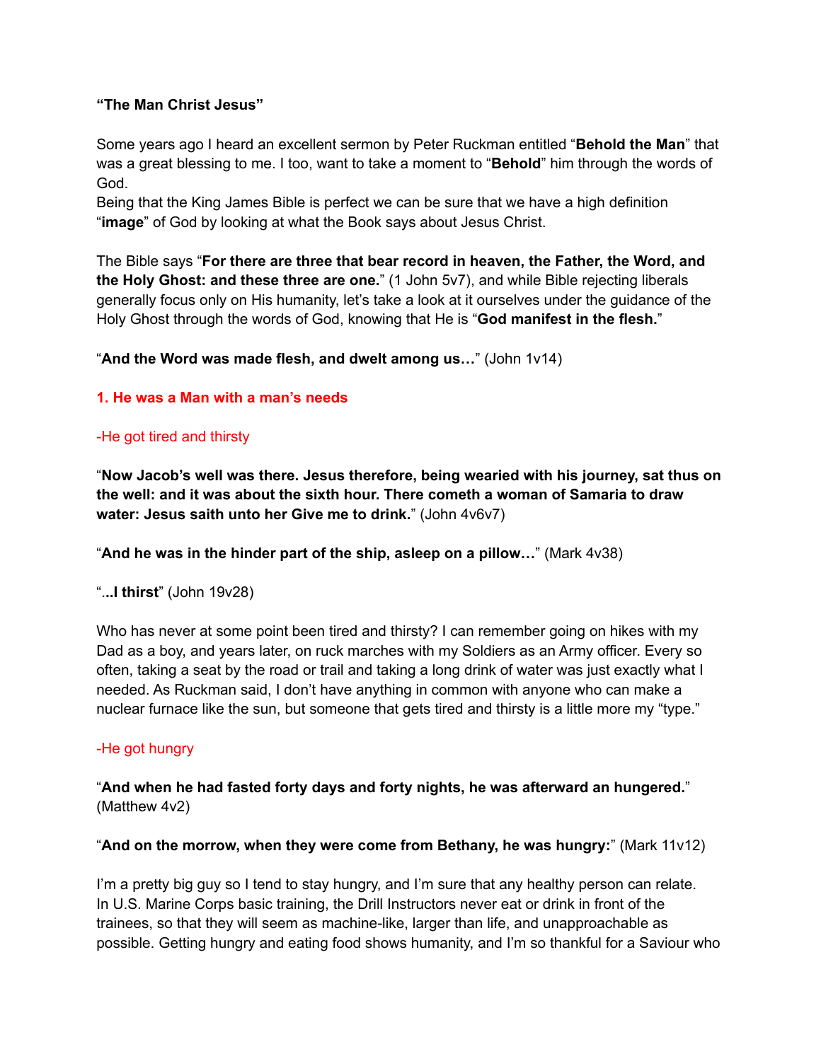**“The Man Christ Jesus”**

Some years ago I heard an excellent sermon by Peter Ruckman entitled “**Behold the Man**” that was a great blessing to me. I too, want to take a moment to “**Behold**” him through the words of God.
Being that the King James Bible is perfect we can be sure that we have a high definition “**image**” of God by looking at what the Book says about Jesus Christ.

The Bible says “**For there are three that bear record in heaven, the Father, the Word, and the Holy Ghost: and these three are one.**” (1 John 5v7), and while Bible rejecting liberals generally focus only on His humanity, let’s take a look at it ourselves under the guidance of the Holy Ghost through the words of God, knowing that He is “**God manifest in the flesh.**”

“**And the Word was made flesh, and dwelt among us…**” (John 1v14)

## 1. He was a Man with a man’s needs

### -He got tired and thirsty

“**Now Jacob’s well was there. Jesus therefore, being wearied with his journey, sat thus on the well: and it was about the sixth hour. There cometh a woman of Samaria to draw water: Jesus saith unto her Give me to drink.**” (John 4v6v7)

“**And he was in the hinder part of the ship, asleep on a pillow…**” (Mark 4v38)

“**…I thirst**” (John 19v28)

Who has never at some point been tired and thirsty? I can remember going on hikes with my Dad as a boy, and years later, on ruck marches with my Soldiers as an Army officer. Every so often, taking a seat by the road or trail and taking a long drink of water was just exactly what I needed. As Ruckman said, I don’t have anything in common with anyone who can make a nuclear furnace like the sun, but someone that gets tired and thirsty is a little more my “type.”

### -He got hungry

“**And when he had fasted forty days and forty nights, he was afterward an hungered.**” (Matthew 4v2)

“**And on the morrow, when they were come from Bethany, he was hungry:**” (Mark 11v12)

I’m a pretty big guy so I tend to stay hungry, and I’m sure that any healthy person can relate. In U.S. Marine Corps basic training, the Drill Instructors never eat or drink in front of the trainees, so that they will seem as machine-like, larger than life, and unapproachable as possible. Getting hungry and eating food shows humanity, and I’m so thankful for a Saviour who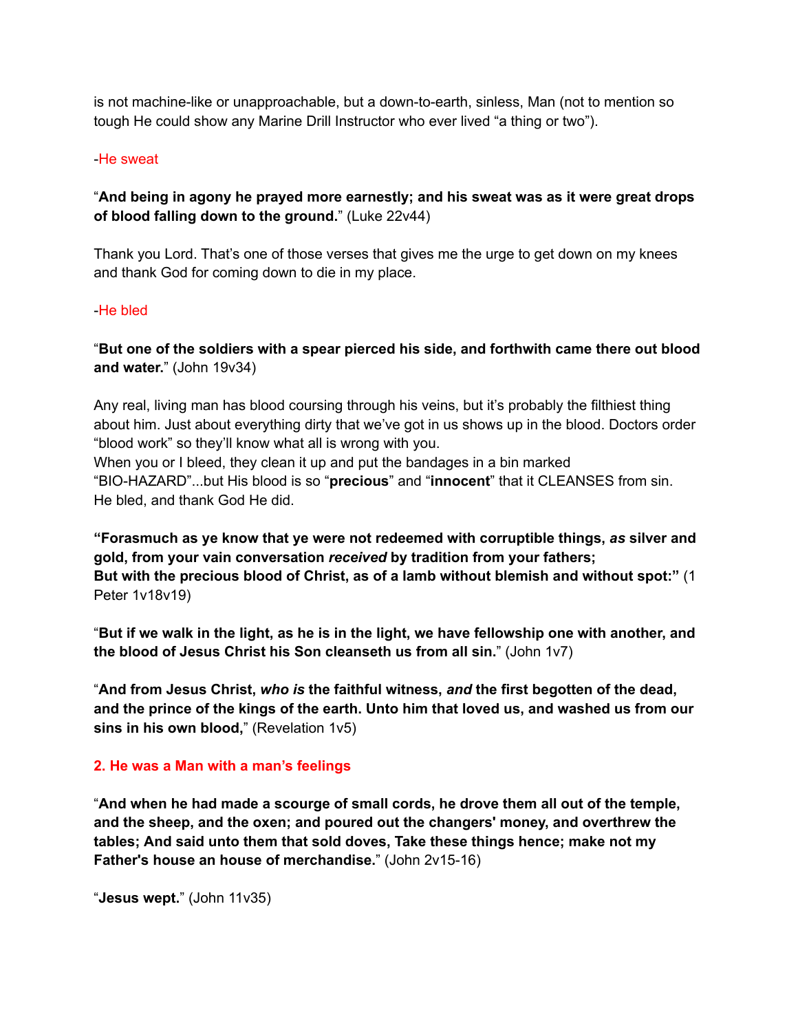is not machine-like or unapproachable, but a down-to-earth, sinless, Man (not to mention so tough He could show any Marine Drill Instructor who ever lived "a thing or two").

-He sweat

"**And being in agony he prayed more earnestly; and his sweat was as it were great drops of blood falling down to the ground.**" (Luke 22v44)

Thank you Lord. That's one of those verses that gives me the urge to get down on my knees and thank God for coming down to die in my place.

-He bled

"**But one of the soldiers with a spear pierced his side, and forthwith came there out blood and water.**" (John 19v34)

Any real, living man has blood coursing through his veins, but it's probably the filthiest thing about him. Just about everything dirty that we've got in us shows up in the blood. Doctors order "blood work" so they'll know what all is wrong with you.
When you or I bleed, they clean it up and put the bandages in a bin marked "BIO-HAZARD"...but His blood is so "**precious**" and "**innocent**" that it CLEANSES from sin.
He bled, and thank God He did.

**"Forasmuch as ye know that ye were not redeemed with corruptible things, *as* silver and gold, from your vain conversation *received* by tradition from your fathers;
But with the precious blood of Christ, as of a lamb without blemish and without spot:"** (1 Peter 1v18v19)

"**But if we walk in the light, as he is in the light, we have fellowship one with another, and the blood of Jesus Christ his Son cleanseth us from all sin.**" (John 1v7)

"**And from Jesus Christ, *who is* the faithful witness, *and* the first begotten of the dead, and the prince of the kings of the earth. Unto him that loved us, and washed us from our sins in his own blood,**" (Revelation 1v5)

## 2. He was a Man with a man's feelings

"**And when he had made a scourge of small cords, he drove them all out of the temple, and the sheep, and the oxen; and poured out the changers' money, and overthrew the tables; And said unto them that sold doves, Take these things hence; make not my Father's house an house of merchandise.**" (John 2v15-16)

"**Jesus wept.**" (John 11v35)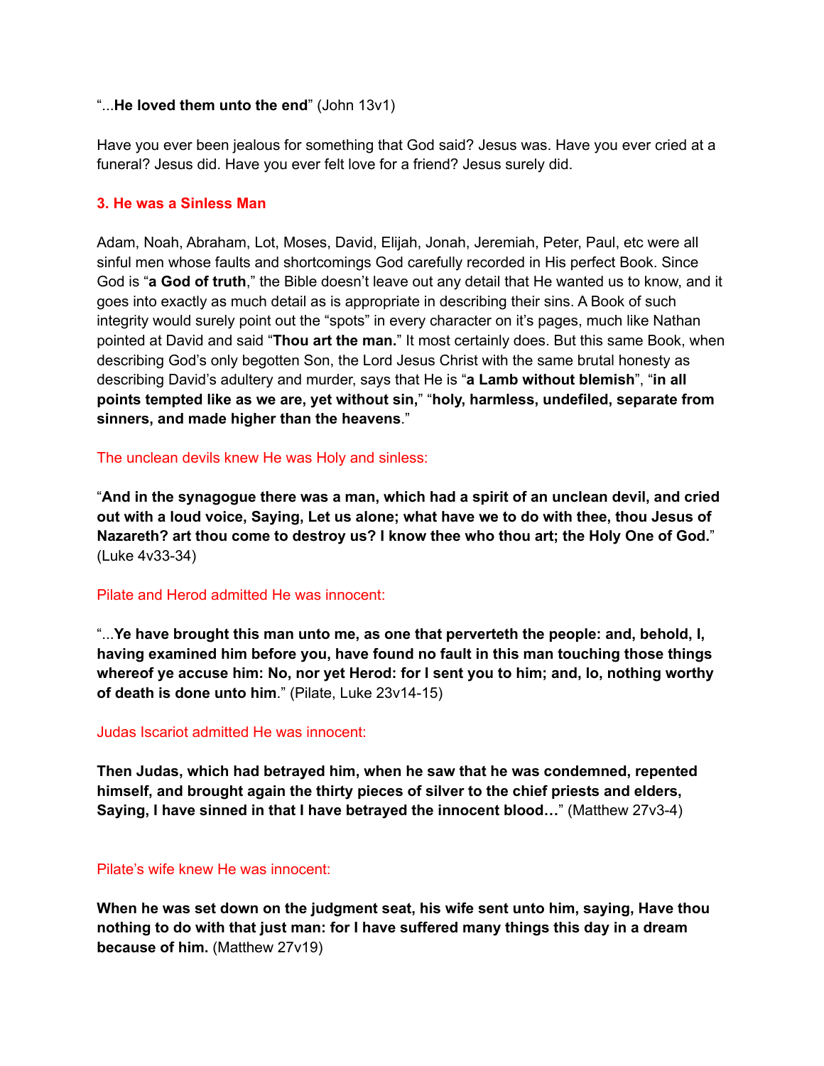"...**He loved them unto the end**" (John 13v1)

Have you ever been jealous for something that God said? Jesus was. Have you ever cried at a funeral? Jesus did. Have you ever felt love for a friend? Jesus surely did.

## 3. He was a Sinless Man

Adam, Noah, Abraham, Lot, Moses, David, Elijah, Jonah, Jeremiah, Peter, Paul, etc were all sinful men whose faults and shortcomings God carefully recorded in His perfect Book. Since God is "**a God of truth**," the Bible doesn't leave out any detail that He wanted us to know, and it goes into exactly as much detail as is appropriate in describing their sins. A Book of such integrity would surely point out the "spots" in every character on it's pages, much like Nathan pointed at David and said "**Thou art the man.**" It most certainly does. But this same Book, when describing God's only begotten Son, the Lord Jesus Christ with the same brutal honesty as describing David's adultery and murder, says that He is "**a Lamb without blemish**", "**in all points tempted like as we are, yet without sin,**" "**holy, harmless, undefiled, separate from sinners, and made higher than the heavens**."

The unclean devils knew He was Holy and sinless:

"**And in the synagogue there was a man, which had a spirit of an unclean devil, and cried out with a loud voice, Saying, Let us alone; what have we to do with thee, thou Jesus of Nazareth? art thou come to destroy us? I know thee who thou art; the Holy One of God.**" (Luke 4v33-34)

Pilate and Herod admitted He was innocent:

"...**Ye have brought this man unto me, as one that perverteth the people: and, behold, I, having examined him before you, have found no fault in this man touching those things whereof ye accuse him: No, nor yet Herod: for I sent you to him; and, lo, nothing worthy of death is done unto him**." (Pilate, Luke 23v14-15)

Judas Iscariot admitted He was innocent:

**Then Judas, which had betrayed him, when he saw that he was condemned, repented himself, and brought again the thirty pieces of silver to the chief priests and elders, Saying, I have sinned in that I have betrayed the innocent blood…**" (Matthew 27v3-4)

Pilate's wife knew He was innocent:

**When he was set down on the judgment seat, his wife sent unto him, saying, Have thou nothing to do with that just man: for I have suffered many things this day in a dream because of him.** (Matthew 27v19)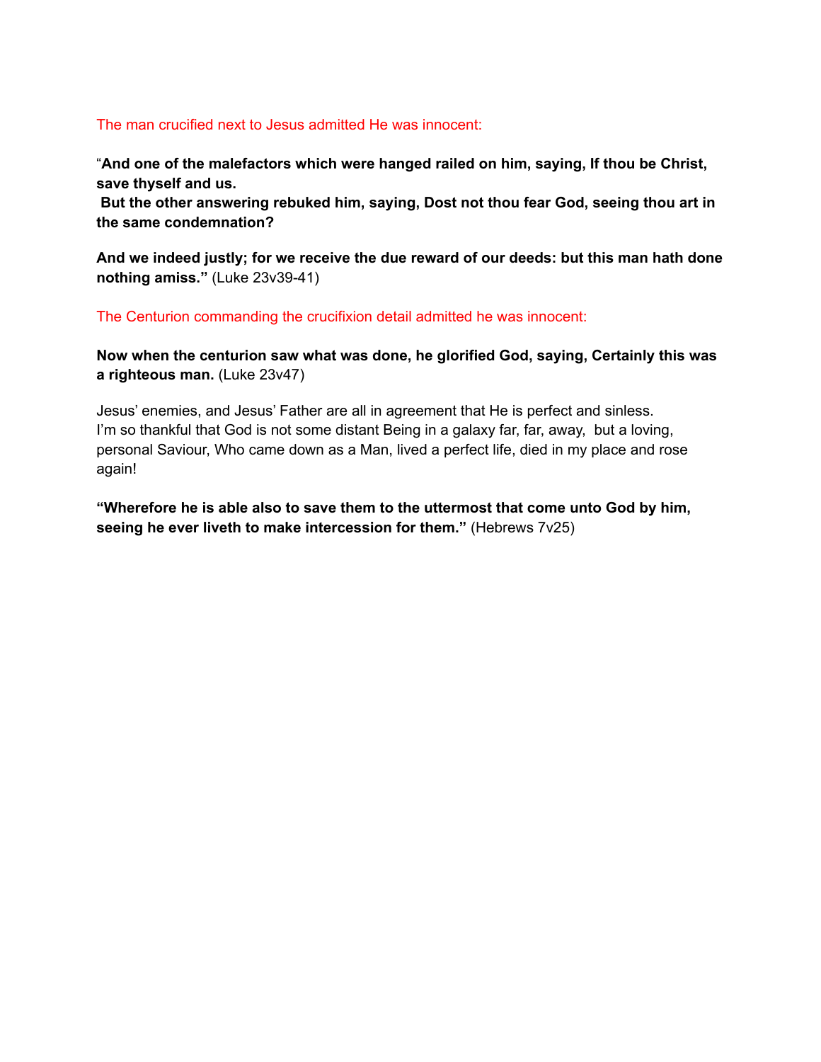The man crucified next to Jesus admitted He was innocent:

"**And one of the malefactors which were hanged railed on him, saying, If thou be Christ, save thyself and us.**
**But the other answering rebuked him, saying, Dost not thou fear God, seeing thou art in the same condemnation?**

**And we indeed justly; for we receive the due reward of our deeds: but this man hath done nothing amiss."** (Luke 23v39-41)

The Centurion commanding the crucifixion detail admitted he was innocent:

**Now when the centurion saw what was done, he glorified God, saying, Certainly this was a righteous man.** (Luke 23v47)

Jesus' enemies, and Jesus' Father are all in agreement that He is perfect and sinless.
I'm so thankful that God is not some distant Being in a galaxy far, far, away, but a loving, personal Saviour, Who came down as a Man, lived a perfect life, died in my place and rose again!

**"Wherefore he is able also to save them to the uttermost that come unto God by him, seeing he ever liveth to make intercession for them."** (Hebrews 7v25)